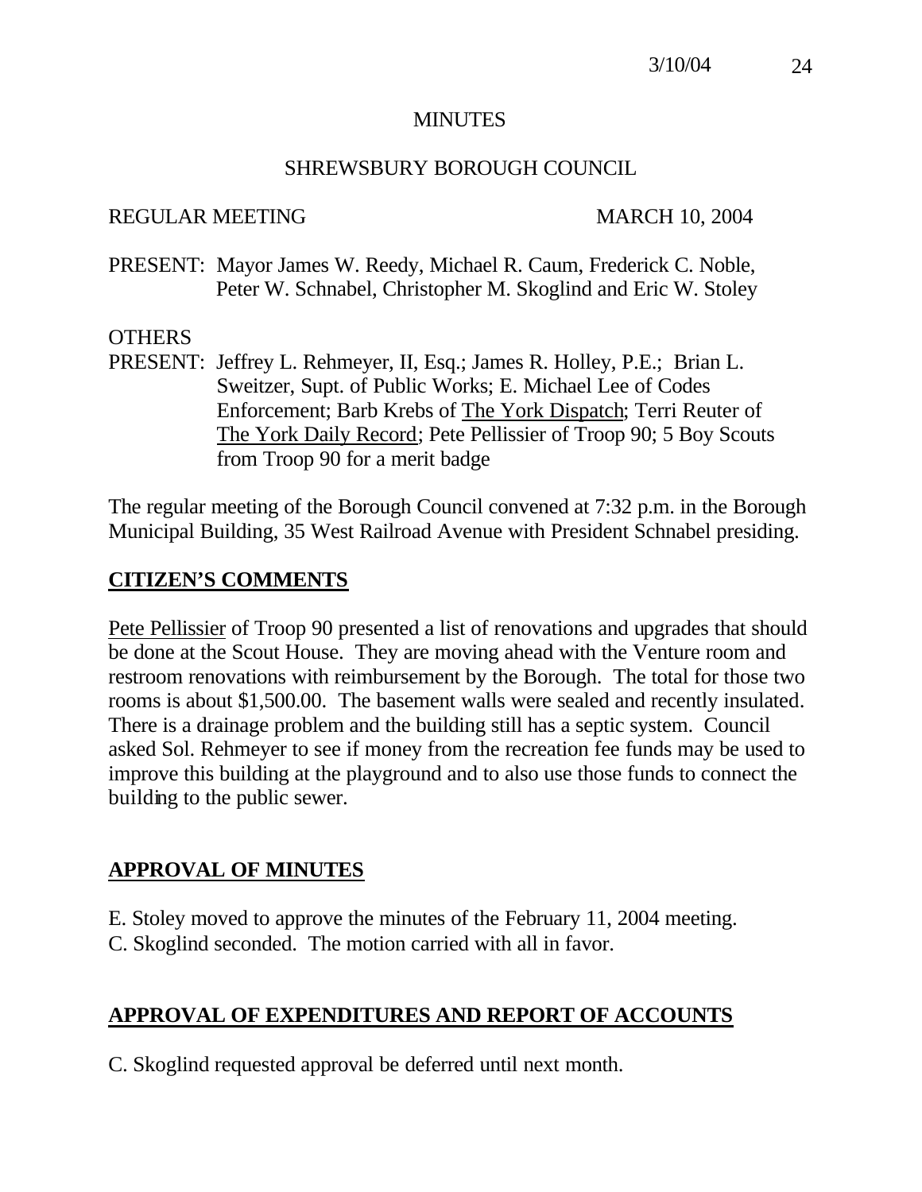# MINUTES

## SHREWSBURY BOROUGH COUNCIL

REGULAR MEETING MARCH 10, 2004

PRESENT: Mayor James W. Reedy, Michael R. Caum, Frederick C. Noble, Peter W. Schnabel, Christopher M. Skoglind and Eric W. Stoley

OTHERS PRESENT: Jeffrey L. Rehmeyer, II, Esq.; James R. Holley, P.E.; Brian L. Sweitzer, Supt. of Public Works; E. Michael Lee of Codes Enforcement; Barb Krebs of The York Dispatch; Terri Reuter of The York Daily Record; Pete Pellissier of Troop 90; 5 Boy Scouts from Troop 90 for a merit badge

The regular meeting of the Borough Council convened at 7:32 p.m. in the Borough Municipal Building, 35 West Railroad Avenue with President Schnabel presiding.

## CITIZEN'S COMMENTS

Pete Pellissier of Troop 90 presented a list of renovations and upgrades that should be done at the Scout House. They are moving ahead with the Venture room and restroom renovations with reimbursement by the Borough. The total for those two rooms is about $1,500.00. The basement walls were sealed and recently insulated. There is a drainage problem and the building still has a septic system. Council asked Sol. Rehmeyer to see if money from the recreation fee funds may be used to improve this building at the playground and to also use those funds to connect the building to the public sewer.

## APPROVAL OF MINUTES

E. Stoley moved to approve the minutes of the February 11, 2004 meeting. C. Skoglind seconded. The motion carried with all in favor.

## APPROVAL OF EXPENDITURES AND REPORT OF ACCOUNTS

C. Skoglind requested approval be deferred until next month.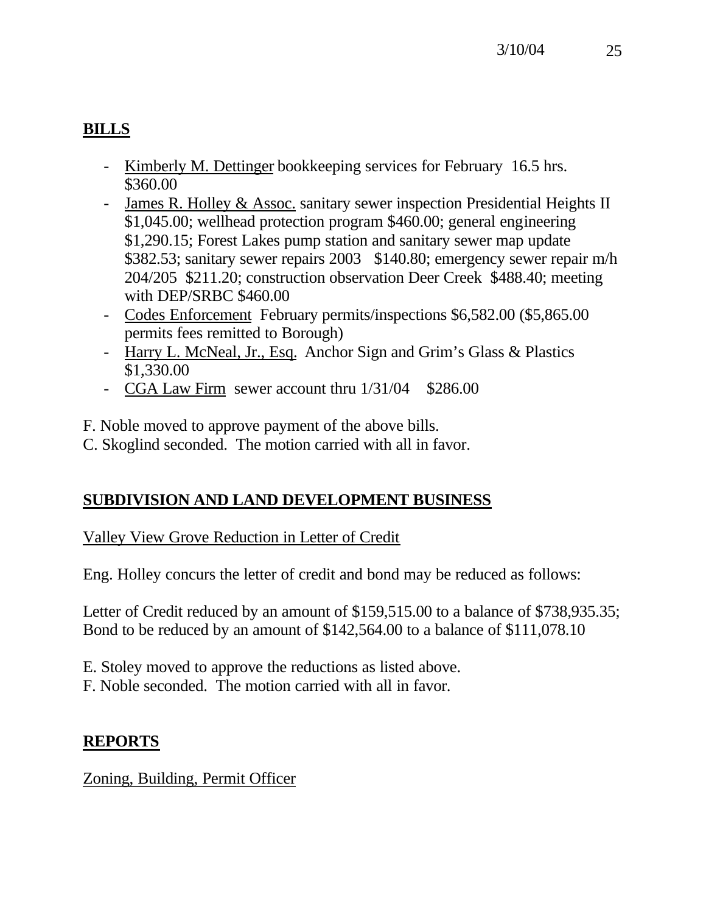## BILLS

- Kimberly M. Dettinger bookkeeping services for February 16.5 hrs. $360.00
- James R. Holley & Assoc. sanitary sewer inspection Presidential Heights II $1,045.00; wellhead protection program $460.00; general engineering $1,290.15; Forest Lakes pump station and sanitary sewer map update $382.53; sanitary sewer repairs 2003 $140.80; emergency sewer repair m/h 204/205 $211.20; construction observation Deer Creek $488.40; meeting with DEP/SRBC $460.00
- Codes Enforcement February permits/inspections $6,582.00 ($5,865.00 permits fees remitted to Borough)
- Harry L. McNeal, Jr., Esq. Anchor Sign and Grim's Glass & Plastics $1,330.00
- CGA Law Firm sewer account thru 1/31/04 $286.00

F. Noble moved to approve payment of the above bills.
C. Skoglind seconded. The motion carried with all in favor.

## SUBDIVISION AND LAND DEVELOPMENT BUSINESS

Valley View Grove Reduction in Letter of Credit

Eng. Holley concurs the letter of credit and bond may be reduced as follows:

Letter of Credit reduced by an amount of $159,515.00 to a balance of $738,935.35;
Bond to be reduced by an amount of $142,564.00 to a balance of $111,078.10

E. Stoley moved to approve the reductions as listed above.
F. Noble seconded. The motion carried with all in favor.

## REPORTS

Zoning, Building, Permit Officer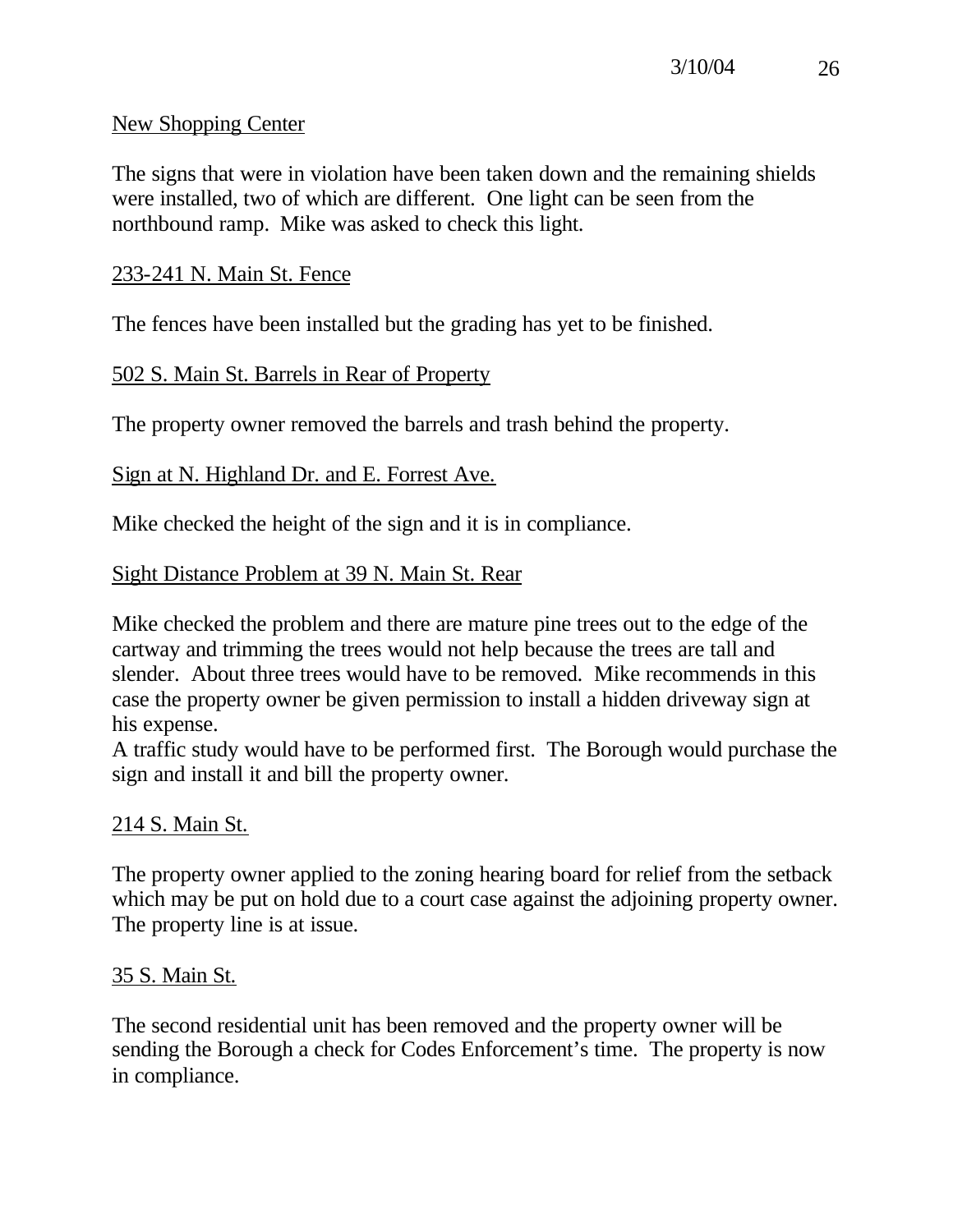New Shopping Center

The signs that were in violation have been taken down and the remaining shields were installed, two of which are different. One light can be seen from the northbound ramp. Mike was asked to check this light.

233-241 N. Main St. Fence

The fences have been installed but the grading has yet to be finished.

502 S. Main St. Barrels in Rear of Property

The property owner removed the barrels and trash behind the property.

Sign at N. Highland Dr. and E. Forrest Ave.

Mike checked the height of the sign and it is in compliance.

Sight Distance Problem at 39 N. Main St. Rear

Mike checked the problem and there are mature pine trees out to the edge of the cartway and trimming the trees would not help because the trees are tall and slender. About three trees would have to be removed. Mike recommends in this case the property owner be given permission to install a hidden driveway sign at his expense.
A traffic study would have to be performed first. The Borough would purchase the sign and install it and bill the property owner.

214 S. Main St.

The property owner applied to the zoning hearing board for relief from the setback which may be put on hold due to a court case against the adjoining property owner. The property line is at issue.

35 S. Main St.

The second residential unit has been removed and the property owner will be sending the Borough a check for Codes Enforcement's time. The property is now in compliance.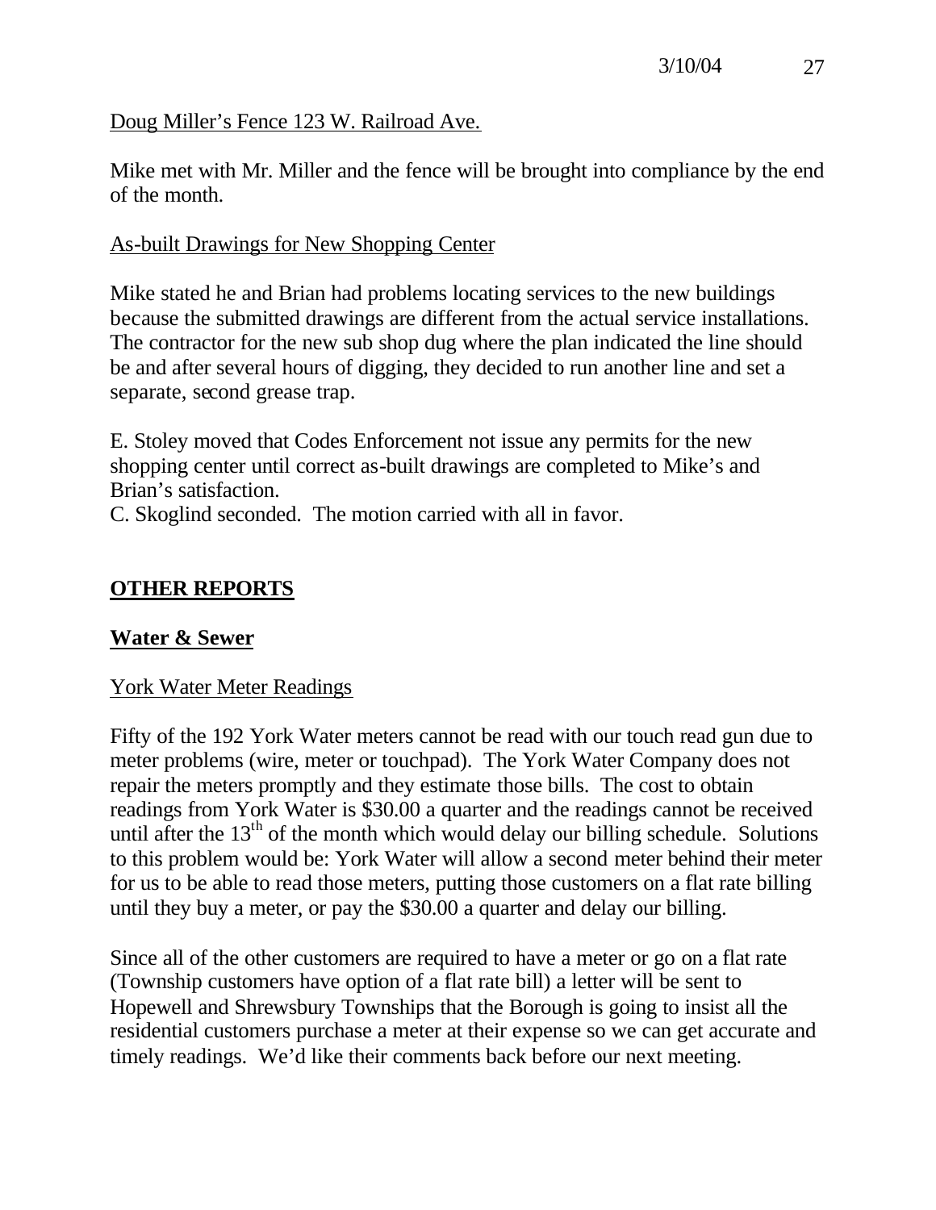Doug Miller's Fence 123 W. Railroad Ave.

Mike met with Mr. Miller and the fence will be brought into compliance by the end of the month.

As-built Drawings for New Shopping Center

Mike stated he and Brian had problems locating services to the new buildings because the submitted drawings are different from the actual service installations. The contractor for the new sub shop dug where the plan indicated the line should be and after several hours of digging, they decided to run another line and set a separate, second grease trap.

E. Stoley moved that Codes Enforcement not issue any permits for the new shopping center until correct as-built drawings are completed to Mike's and Brian's satisfaction.
C. Skoglind seconded. The motion carried with all in favor.

## OTHER REPORTS

### Water & Sewer

York Water Meter Readings

Fifty of the 192 York Water meters cannot be read with our touch read gun due to meter problems (wire, meter or touchpad). The York Water Company does not repair the meters promptly and they estimate those bills. The cost to obtain readings from York Water is $30.00 a quarter and the readings cannot be received until after the 13th of the month which would delay our billing schedule. Solutions to this problem would be: York Water will allow a second meter behind their meter for us to be able to read those meters, putting those customers on a flat rate billing until they buy a meter, or pay the $30.00 a quarter and delay our billing.

Since all of the other customers are required to have a meter or go on a flat rate (Township customers have option of a flat rate bill) a letter will be sent to Hopewell and Shrewsbury Townships that the Borough is going to insist all the residential customers purchase a meter at their expense so we can get accurate and timely readings. We'd like their comments back before our next meeting.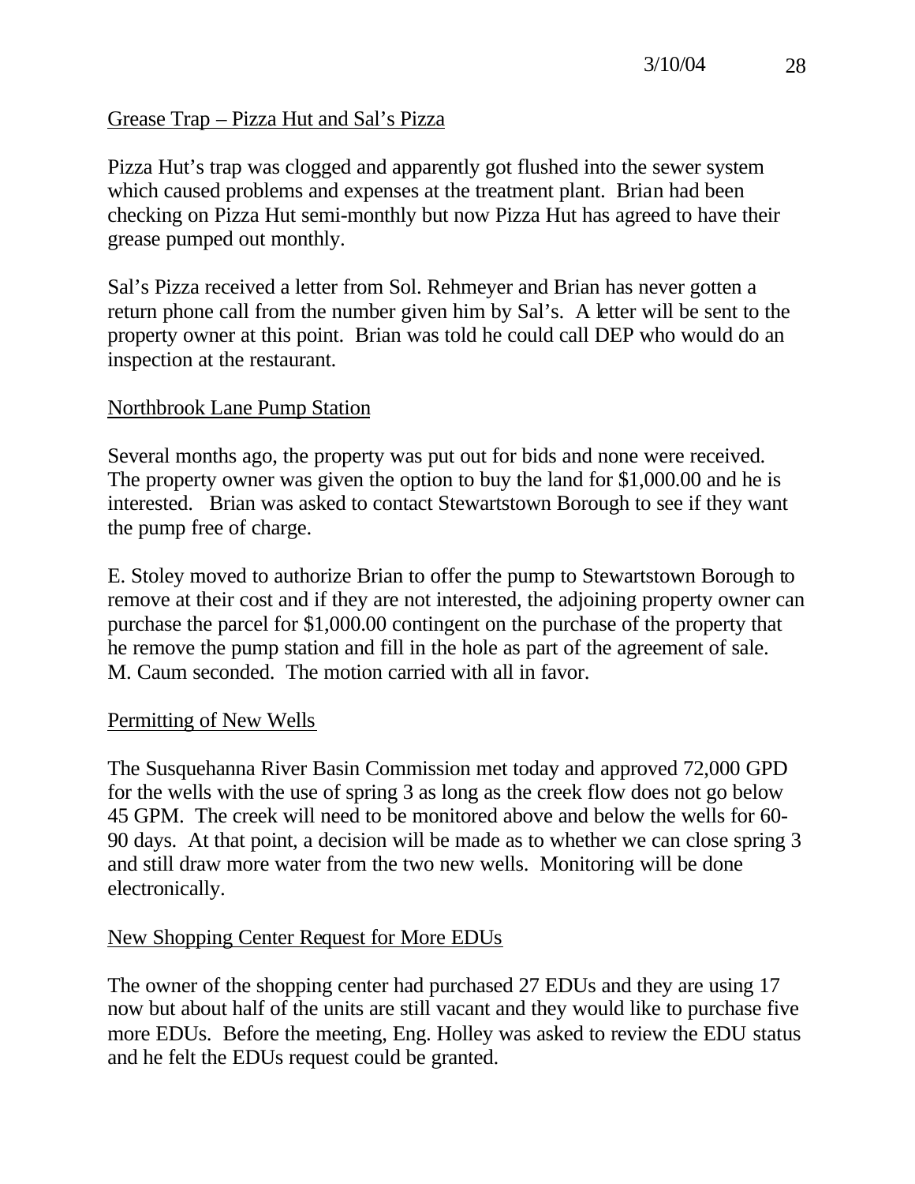## Grease Trap – Pizza Hut and Sal's Pizza

Pizza Hut's trap was clogged and apparently got flushed into the sewer system which caused problems and expenses at the treatment plant. Brian had been checking on Pizza Hut semi-monthly but now Pizza Hut has agreed to have their grease pumped out monthly.

Sal's Pizza received a letter from Sol. Rehmeyer and Brian has never gotten a return phone call from the number given him by Sal's. A letter will be sent to the property owner at this point. Brian was told he could call DEP who would do an inspection at the restaurant.

## Northbrook Lane Pump Station

Several months ago, the property was put out for bids and none were received. The property owner was given the option to buy the land for $1,000.00 and he is interested. Brian was asked to contact Stewartstown Borough to see if they want the pump free of charge.

E. Stoley moved to authorize Brian to offer the pump to Stewartstown Borough to remove at their cost and if they are not interested, the adjoining property owner can purchase the parcel for $1,000.00 contingent on the purchase of the property that he remove the pump station and fill in the hole as part of the agreement of sale. M. Caum seconded. The motion carried with all in favor.

## Permitting of New Wells

The Susquehanna River Basin Commission met today and approved 72,000 GPD for the wells with the use of spring 3 as long as the creek flow does not go below 45 GPM. The creek will need to be monitored above and below the wells for 60-90 days. At that point, a decision will be made as to whether we can close spring 3 and still draw more water from the two new wells. Monitoring will be done electronically.

## New Shopping Center Request for More EDUs

The owner of the shopping center had purchased 27 EDUs and they are using 17 now but about half of the units are still vacant and they would like to purchase five more EDUs. Before the meeting, Eng. Holley was asked to review the EDU status and he felt the EDUs request could be granted.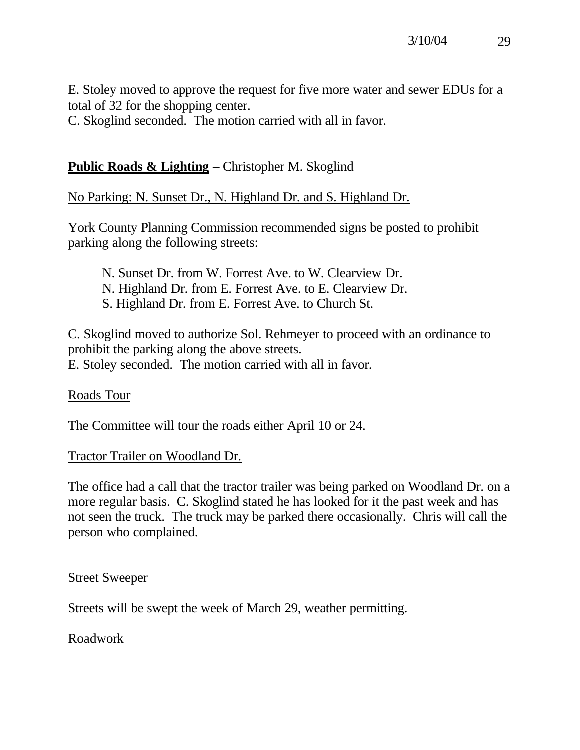E. Stoley moved to approve the request for five more water and sewer EDUs for a total of 32 for the shopping center.
C. Skoglind seconded. The motion carried with all in favor.

**<u>Public Roads & Lighting</u>** – Christopher M. Skoglind

<u>No Parking: N. Sunset Dr., N. Highland Dr. and S. Highland Dr.</u>

York County Planning Commission recommended signs be posted to prohibit parking along the following streets:

N. Sunset Dr. from W. Forrest Ave. to W. Clearview Dr.
N. Highland Dr. from E. Forrest Ave. to E. Clearview Dr.
S. Highland Dr. from E. Forrest Ave. to Church St.

C. Skoglind moved to authorize Sol. Rehmeyer to proceed with an ordinance to prohibit the parking along the above streets.
E. Stoley seconded. The motion carried with all in favor.

<u>Roads Tour</u>

The Committee will tour the roads either April 10 or 24.

<u>Tractor Trailer on Woodland Dr.</u>

The office had a call that the tractor trailer was being parked on Woodland Dr. on a more regular basis. C. Skoglind stated he has looked for it the past week and has not seen the truck. The truck may be parked there occasionally. Chris will call the person who complained.

<u>Street Sweeper</u>

Streets will be swept the week of March 29, weather permitting.

<u>Roadwork</u>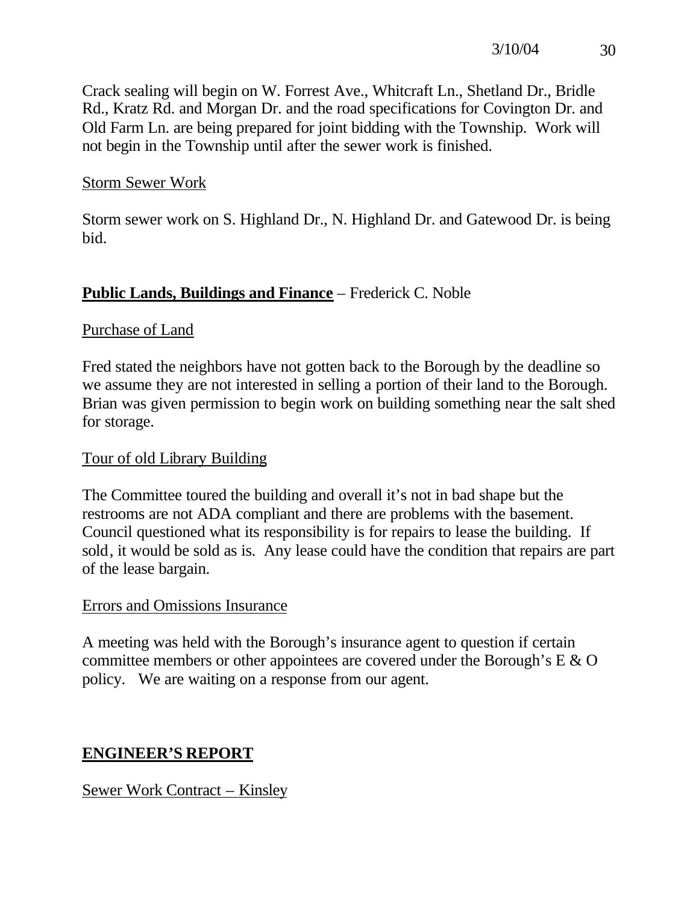Crack sealing will begin on W. Forrest Ave., Whitcraft Ln., Shetland Dr., Bridle Rd., Kratz Rd. and Morgan Dr. and the road specifications for Covington Dr. and Old Farm Ln. are being prepared for joint bidding with the Township. Work will not begin in the Township until after the sewer work is finished.

Storm Sewer Work

Storm sewer work on S. Highland Dr., N. Highland Dr. and Gatewood Dr. is being bid.

**Public Lands, Buildings and Finance** – Frederick C. Noble

Purchase of Land

Fred stated the neighbors have not gotten back to the Borough by the deadline so we assume they are not interested in selling a portion of their land to the Borough. Brian was given permission to begin work on building something near the salt shed for storage.

Tour of old Library Building

The Committee toured the building and overall it's not in bad shape but the restrooms are not ADA compliant and there are problems with the basement. Council questioned what its responsibility is for repairs to lease the building. If sold, it would be sold as is. Any lease could have the condition that repairs are part of the lease bargain.

Errors and Omissions Insurance

A meeting was held with the Borough's insurance agent to question if certain committee members or other appointees are covered under the Borough's E & O policy. We are waiting on a response from our agent.

**ENGINEER'S REPORT**

Sewer Work Contract – Kinsley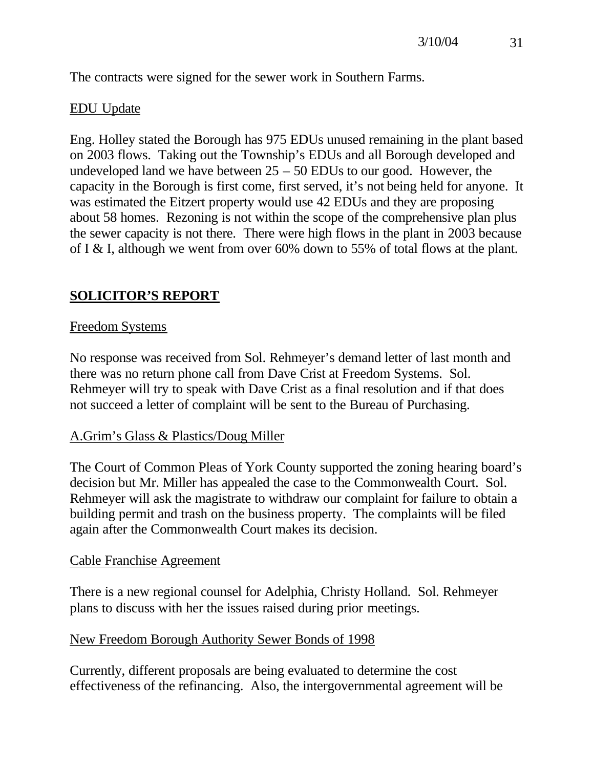The contracts were signed for the sewer work in Southern Farms.

EDU Update

Eng. Holley stated the Borough has 975 EDUs unused remaining in the plant based on 2003 flows. Taking out the Township's EDUs and all Borough developed and undeveloped land we have between 25 – 50 EDUs to our good. However, the capacity in the Borough is first come, first served, it's not being held for anyone. It was estimated the Eitzert property would use 42 EDUs and they are proposing about 58 homes. Rezoning is not within the scope of the comprehensive plan plus the sewer capacity is not there. There were high flows in the plant in 2003 because of I & I, although we went from over 60% down to 55% of total flows at the plant.

## **SOLICITOR'S REPORT**

Freedom Systems

No response was received from Sol. Rehmeyer's demand letter of last month and there was no return phone call from Dave Crist at Freedom Systems. Sol. Rehmeyer will try to speak with Dave Crist as a final resolution and if that does not succeed a letter of complaint will be sent to the Bureau of Purchasing.

A.Grim's Glass & Plastics/Doug Miller

The Court of Common Pleas of York County supported the zoning hearing board's decision but Mr. Miller has appealed the case to the Commonwealth Court. Sol. Rehmeyer will ask the magistrate to withdraw our complaint for failure to obtain a building permit and trash on the business property. The complaints will be filed again after the Commonwealth Court makes its decision.

Cable Franchise Agreement

There is a new regional counsel for Adelphia, Christy Holland. Sol. Rehmeyer plans to discuss with her the issues raised during prior meetings.

New Freedom Borough Authority Sewer Bonds of 1998

Currently, different proposals are being evaluated to determine the cost effectiveness of the refinancing. Also, the intergovernmental agreement will be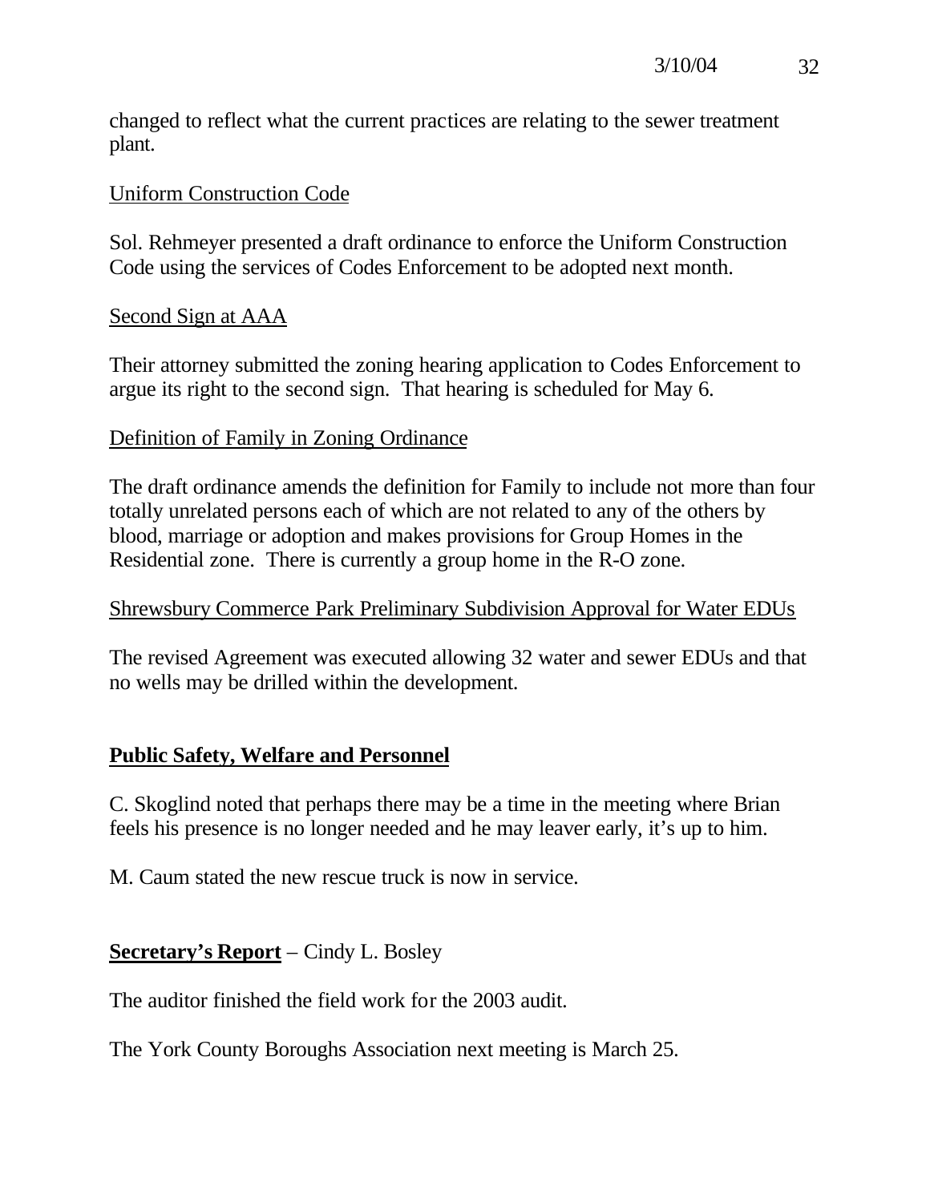changed to reflect what the current practices are relating to the sewer treatment plant.

Uniform Construction Code

Sol. Rehmeyer presented a draft ordinance to enforce the Uniform Construction Code using the services of Codes Enforcement to be adopted next month.

Second Sign at AAA

Their attorney submitted the zoning hearing application to Codes Enforcement to argue its right to the second sign. That hearing is scheduled for May 6.

Definition of Family in Zoning Ordinance

The draft ordinance amends the definition for Family to include not more than four totally unrelated persons each of which are not related to any of the others by blood, marriage or adoption and makes provisions for Group Homes in the Residential zone. There is currently a group home in the R-O zone.

Shrewsbury Commerce Park Preliminary Subdivision Approval for Water EDUs

The revised Agreement was executed allowing 32 water and sewer EDUs and that no wells may be drilled within the development.

**Public Safety, Welfare and Personnel**

C. Skoglind noted that perhaps there may be a time in the meeting where Brian feels his presence is no longer needed and he may leaver early, it's up to him.

M. Caum stated the new rescue truck is now in service.

**Secretary's Report** – Cindy L. Bosley

The auditor finished the field work for the 2003 audit.

The York County Boroughs Association next meeting is March 25.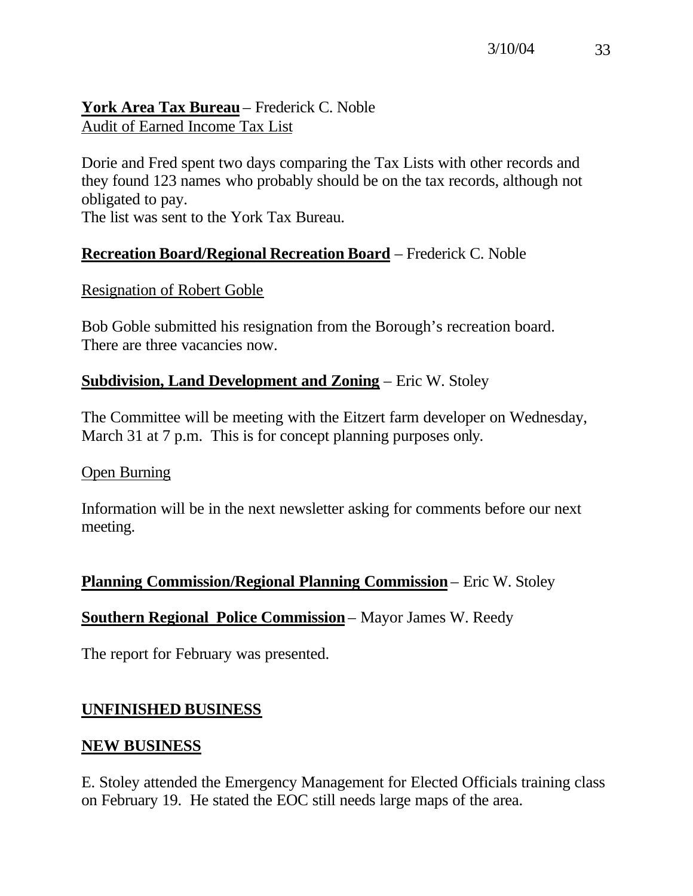**York Area Tax Bureau** – Frederick C. Noble
Audit of Earned Income Tax List

Dorie and Fred spent two days comparing the Tax Lists with other records and they found 123 names who probably should be on the tax records, although not obligated to pay.
The list was sent to the York Tax Bureau.

**Recreation Board/Regional Recreation Board** – Frederick C. Noble

Resignation of Robert Goble

Bob Goble submitted his resignation from the Borough's recreation board. There are three vacancies now.

**Subdivision, Land Development and Zoning** – Eric W. Stoley

The Committee will be meeting with the Eitzert farm developer on Wednesday, March 31 at 7 p.m. This is for concept planning purposes only.

Open Burning

Information will be in the next newsletter asking for comments before our next meeting.

**Planning Commission/Regional Planning Commission** – Eric W. Stoley

**Southern Regional Police Commission** – Mayor James W. Reedy

The report for February was presented.

**UNFINISHED BUSINESS**

**NEW BUSINESS**

E. Stoley attended the Emergency Management for Elected Officials training class on February 19. He stated the EOC still needs large maps of the area.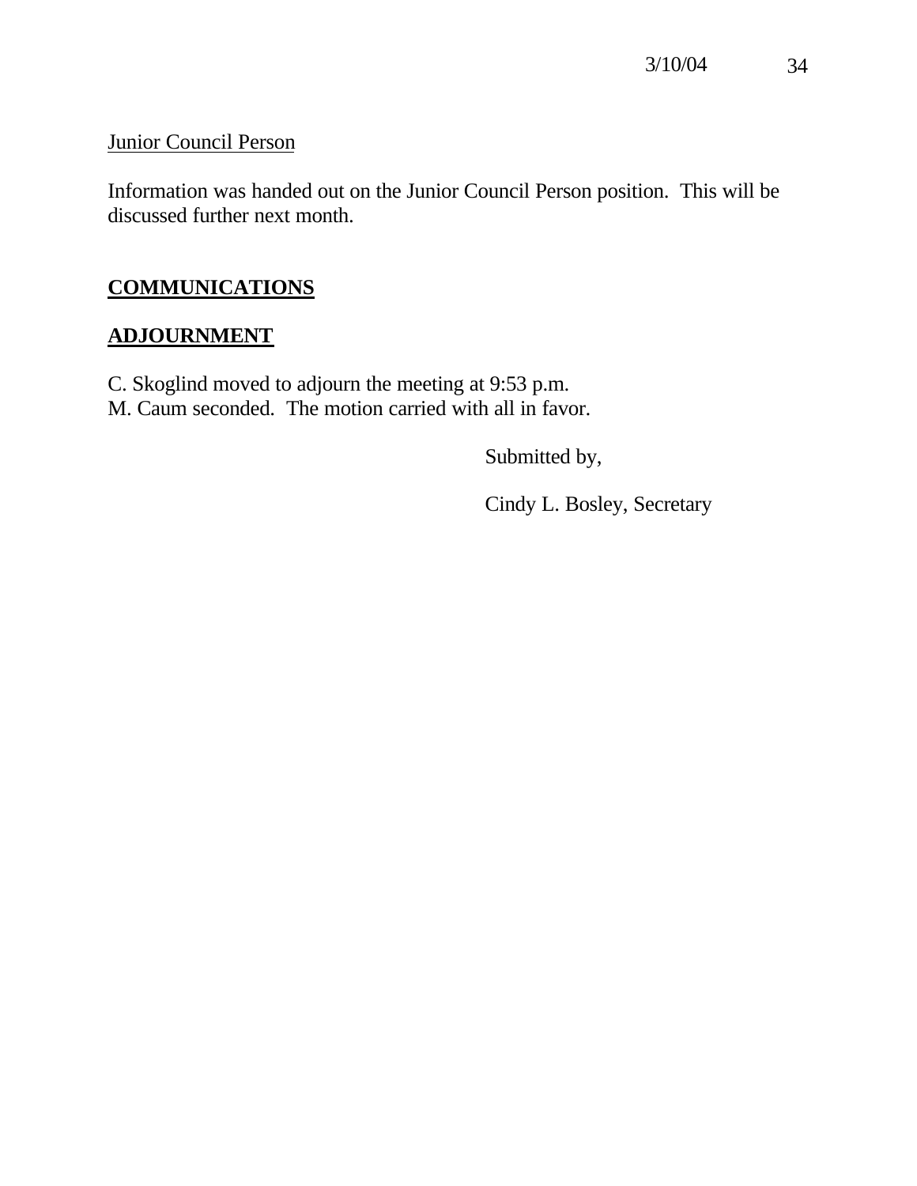Junior Council Person

Information was handed out on the Junior Council Person position. This will be discussed further next month.

## COMMUNICATIONS

## ADJOURNMENT

C. Skoglind moved to adjourn the meeting at 9:53 p.m.
M. Caum seconded. The motion carried with all in favor.

Submitted by,

Cindy L. Bosley, Secretary